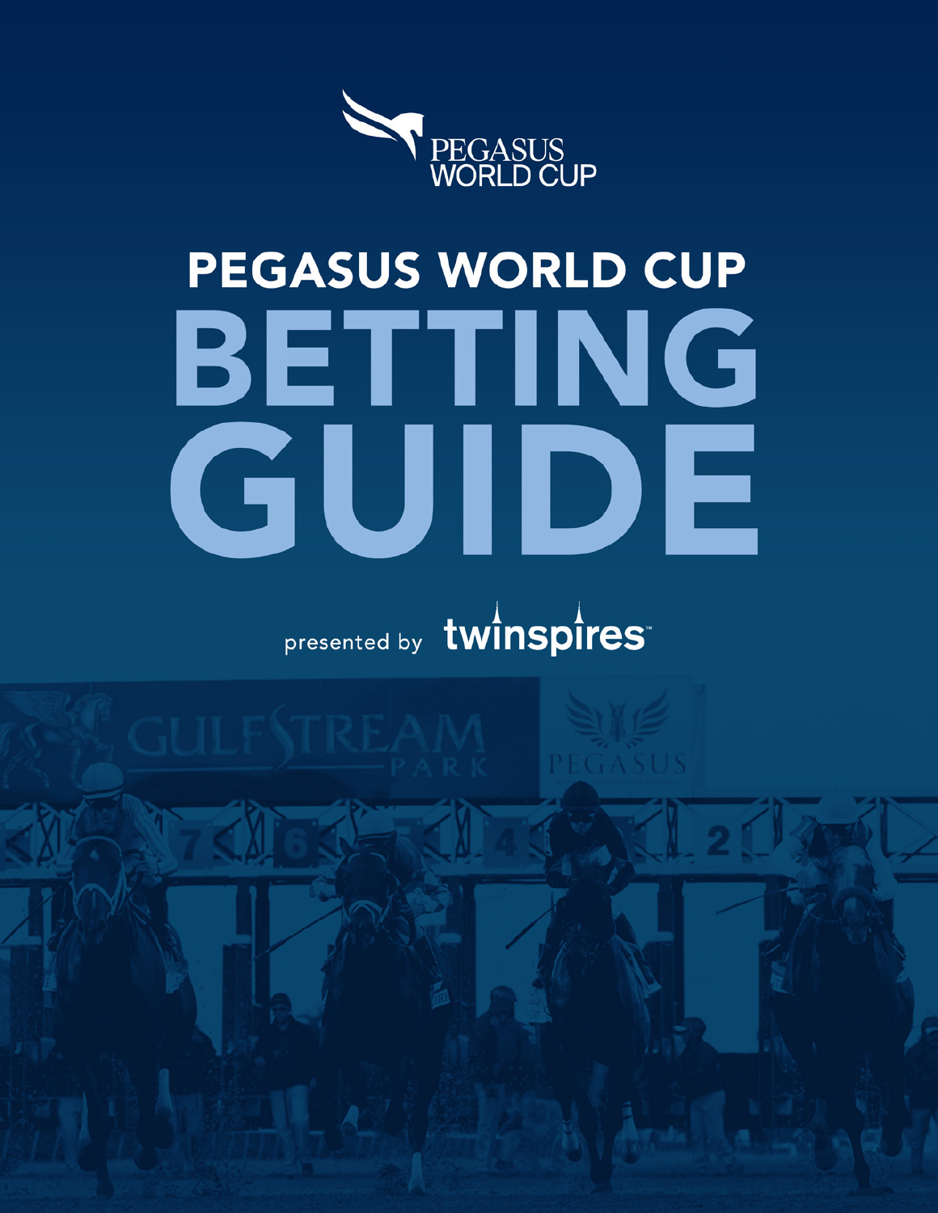PEGASUS WORLD CUP

# PEGASUS WORLD CUP BETTING GUIDE

presented by twinspires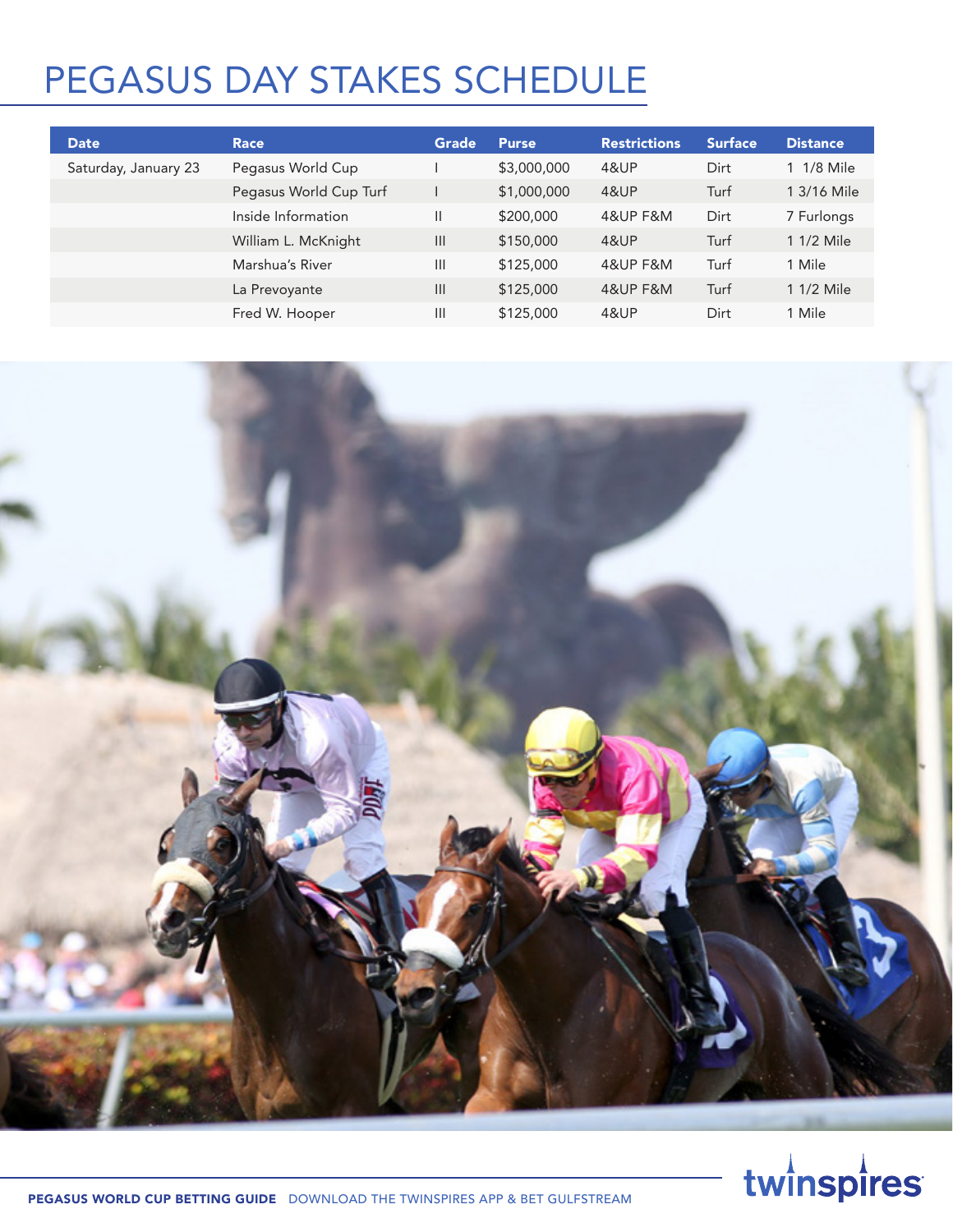# PEGASUS DAY STAKES SCHEDULE

| Date | Race | Grade | Purse | Restrictions | Surface | Distance |
|---|---|---|---|---|---|---|
| Saturday, January 23 | Pegasus World Cup | I | $3,000,000 | 4&UP | Dirt | 1 1/8 Mile |
| | Pegasus World Cup Turf | I | $1,000,000 | 4&UP | Turf | 1 3/16 Mile |
| | Inside Information | II | $200,000 | 4&UP F&M | Dirt | 7 Furlongs |
| | William L. McKnight | III | $150,000 | 4&UP | Turf | 1 1/2 Mile |
| | Marshua's River | III | $125,000 | 4&UP F&M | Turf | 1 Mile |
| | La Prevoyante | III | $125,000 | 4&UP F&M | Turf | 1 1/2 Mile |
| | Fred W. Hooper | III | $125,000 | 4&UP | Dirt | 1 Mile |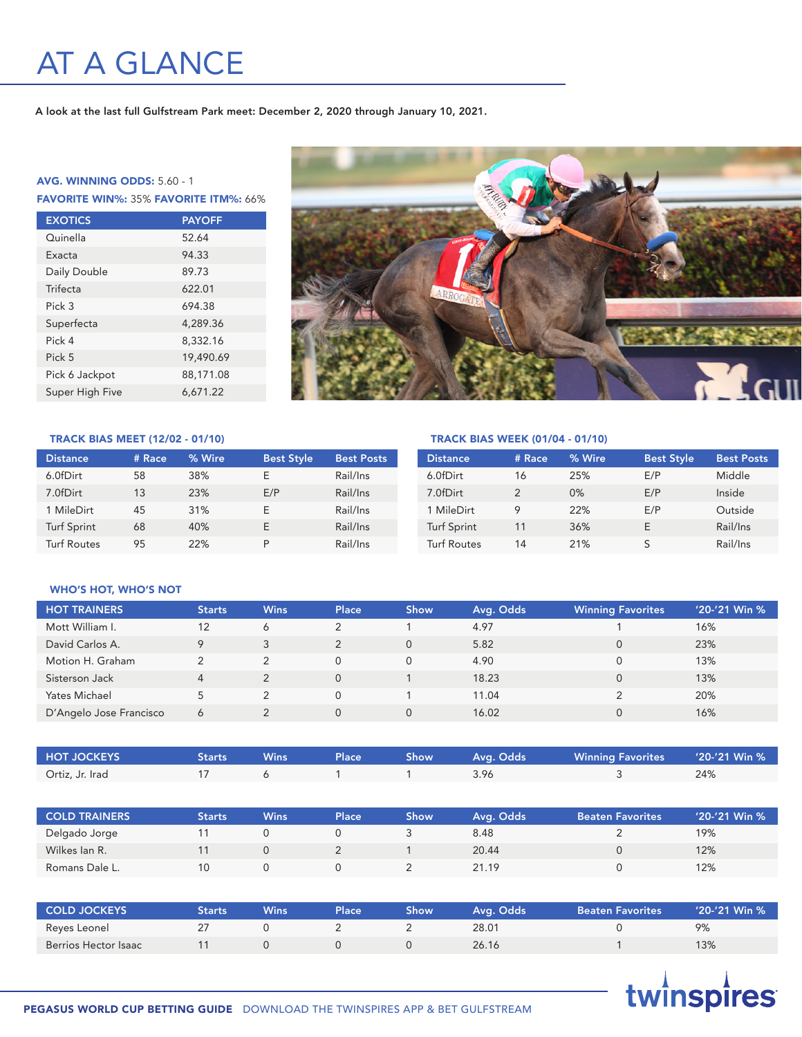# AT A GLANCE

**A look at the last full Gulfstream Park meet: December 2, 2020 through January 10, 2021.**

**AVG. WINNING ODDS:** 5.60 - 1

**FAVORITE WIN%:** 35% **FAVORITE ITM%:** 66%

| EXOTICS | PAYOFF |
|---|---|
| Quinella | 52.64 |
| Exacta | 94.33 |
| Daily Double | 89.73 |
| Trifecta | 622.01 |
| Pick 3 | 694.38 |
| Superfecta | 4,289.36 |
| Pick 4 | 8,332.16 |
| Pick 5 | 19,490.69 |
| Pick 6 Jackpot | 88,171.08 |
| Super High Five | 6,671.22 |

### TRACK BIAS MEET (12/02 - 01/10)

| Distance | # Race | % Wire | Best Style | Best Posts |
|---|---|---|---|---|
| 6.0fDirt | 58 | 38% | E | Rail/Ins |
| 7.0fDirt | 13 | 23% | E/P | Rail/Ins |
| 1 MileDirt | 45 | 31% | E | Rail/Ins |
| Turf Sprint | 68 | 40% | E | Rail/Ins |
| Turf Routes | 95 | 22% | P | Rail/Ins |

### TRACK BIAS WEEK (01/04 - 01/10)

| Distance | # Race | % Wire | Best Style | Best Posts |
|---|---|---|---|---|
| 6.0fDirt | 16 | 25% | E/P | Middle |
| 7.0fDirt | 2 | 0% | E/P | Inside |
| 1 MileDirt | 9 | 22% | E/P | Outside |
| Turf Sprint | 11 | 36% | E | Rail/Ins |
| Turf Routes | 14 | 21% | S | Rail/Ins |

### WHO'S HOT, WHO'S NOT

| HOT TRAINERS | Starts | Wins | Place | Show | Avg. Odds | Winning Favorites | '20-'21 Win % |
|---|---|---|---|---|---|---|---|
| Mott William I. | 12 | 6 | 2 | 1 | 4.97 | 1 | 16% |
| David Carlos A. | 9 | 3 | 2 | 0 | 5.82 | 0 | 23% |
| Motion H. Graham | 2 | 2 | 0 | 0 | 4.90 | 0 | 13% |
| Sisterson Jack | 4 | 2 | 0 | 1 | 18.23 | 0 | 13% |
| Yates Michael | 5 | 2 | 0 | 1 | 11.04 | 2 | 20% |
| D'Angelo Jose Francisco | 6 | 2 | 0 | 0 | 16.02 | 0 | 16% |

| HOT JOCKEYS | Starts | Wins | Place | Show | Avg. Odds | Winning Favorites | '20-'21 Win % |
|---|---|---|---|---|---|---|---|
| Ortiz, Jr. Irad | 17 | 6 | 1 | 1 | 3.96 | 3 | 24% |

| COLD TRAINERS | Starts | Wins | Place | Show | Avg. Odds | Beaten Favorites | '20-'21 Win % |
|---|---|---|---|---|---|---|---|
| Delgado Jorge | 11 | 0 | 0 | 3 | 8.48 | 2 | 19% |
| Wilkes Ian R. | 11 | 0 | 2 | 1 | 20.44 | 0 | 12% |
| Romans Dale L. | 10 | 0 | 0 | 2 | 21.19 | 0 | 12% |

| COLD JOCKEYS | Starts | Wins | Place | Show | Avg. Odds | Beaten Favorites | '20-'21 Win % |
|---|---|---|---|---|---|---|---|
| Reyes Leonel | 27 | 0 | 2 | 2 | 28.01 | 0 | 9% |
| Berrios Hector Isaac | 11 | 0 | 0 | 0 | 26.16 | 1 | 13% |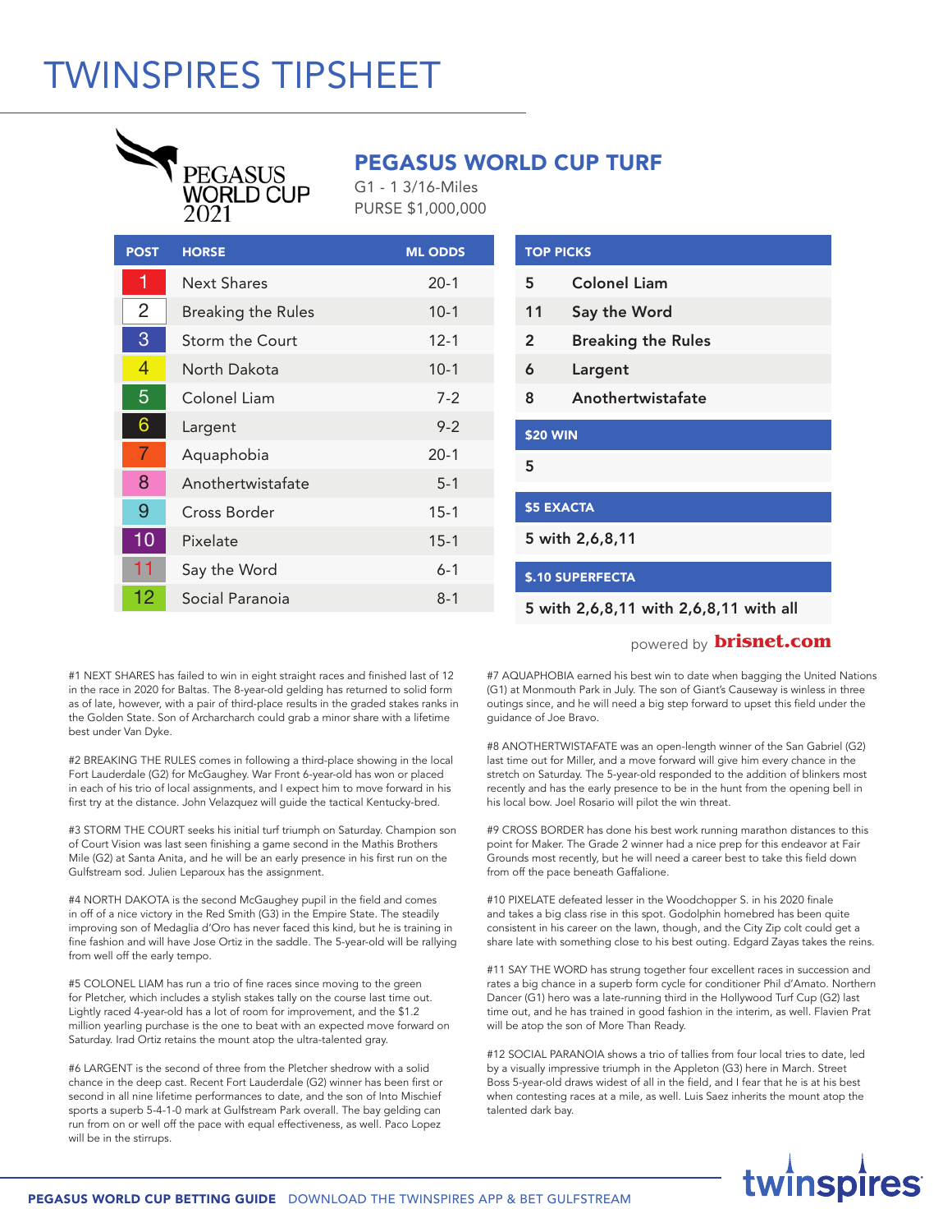# TWINSPIRES TIPSHEET

PEGASUS WORLD CUP 2021

## PEGASUS WORLD CUP TURF

G1 - 1 3/16-Miles
PURSE $1,000,000

| POST | HORSE | ML ODDS |
|---|---|---|
| 1 | Next Shares | 20-1 |
| 2 | Breaking the Rules | 10-1 |
| 3 | Storm the Court | 12-1 |
| 4 | North Dakota | 10-1 |
| 5 | Colonel Liam | 7-2 |
| 6 | Largent | 9-2 |
| 7 | Aquaphobia | 20-1 |
| 8 | Anothertwistafate | 5-1 |
| 9 | Cross Border | 15-1 |
| 10 | Pixelate | 15-1 |
| 11 | Say the Word | 6-1 |
| 12 | Social Paranoia | 8-1 |

| TOP PICKS | |
|---|---|
| 5 | Colonel Liam |
| 11 | Say the Word |
| 2 | Breaking the Rules |
| 6 | Largent |
| 8 | Anothertwistafate |

**$20 WIN**

5

**$5 EXACTA**

5 with 2,6,8,11

**$.10 SUPERFECTA**

5 with 2,6,8,11 with 2,6,8,11 with all

powered by brisnet.com

#1 NEXT SHARES has failed to win in eight straight races and finished last of 12 in the race in 2020 for Baltas. The 8-year-old gelding has returned to solid form as of late, however, with a pair of third-place results in the graded stakes ranks in the Golden State. Son of Archarcharch could grab a minor share with a lifetime best under Van Dyke.

#2 BREAKING THE RULES comes in following a third-place showing in the local Fort Lauderdale (G2) for McGaughey. War Front 6-year-old has won or placed in each of his trio of local assignments, and I expect him to move forward in his first try at the distance. John Velazquez will guide the tactical Kentucky-bred.

#3 STORM THE COURT seeks his initial turf triumph on Saturday. Champion son of Court Vision was last seen finishing a game second in the Mathis Brothers Mile (G2) at Santa Anita, and he will be an early presence in his first run on the Gulfstream sod. Julien Leparoux has the assignment.

#4 NORTH DAKOTA is the second McGaughey pupil in the field and comes in off of a nice victory in the Red Smith (G3) in the Empire State. The steadily improving son of Medaglia d'Oro has never faced this kind, but he is training in fine fashion and will have Jose Ortiz in the saddle. The 5-year-old will be rallying from well off the early tempo.

#5 COLONEL LIAM has run a trio of fine races since moving to the green for Pletcher, which includes a stylish stakes tally on the course last time out. Lightly raced 4-year-old has a lot of room for improvement, and the $1.2 million yearling purchase is the one to beat with an expected move forward on Saturday. Irad Ortiz retains the mount atop the ultra-talented gray.

#6 LARGENT is the second of three from the Pletcher shedrow with a solid chance in the deep cast. Recent Fort Lauderdale (G2) winner has been first or second in all nine lifetime performances to date, and the son of Into Mischief sports a superb 5-4-1-0 mark at Gulfstream Park overall. The bay gelding can run from on or well off the pace with equal effectiveness, as well. Paco Lopez will be in the stirrups.

#7 AQUAPHOBIA earned his best win to date when bagging the United Nations (G1) at Monmouth Park in July. The son of Giant's Causeway is winless in three outings since, and he will need a big step forward to upset this field under the guidance of Joe Bravo.

#8 ANOTHERTWISTAFATE was an open-length winner of the San Gabriel (G2) last time out for Miller, and a move forward will give him every chance in the stretch on Saturday. The 5-year-old responded to the addition of blinkers most recently and has the early presence to be in the hunt from the opening bell in his local bow. Joel Rosario will pilot the win threat.

#9 CROSS BORDER has done his best work running marathon distances to this point for Maker. The Grade 2 winner had a nice prep for this endeavor at Fair Grounds most recently, but he will need a career best to take this field down from off the pace beneath Gaffalione.

#10 PIXELATE defeated lesser in the Woodchopper S. in his 2020 finale and takes a big class rise in this spot. Godolphin homebred has been quite consistent in his career on the lawn, though, and the City Zip colt could get a share late with something close to his best outing. Edgard Zayas takes the reins.

#11 SAY THE WORD has strung together four excellent races in succession and rates a big chance in a superb form cycle for conditioner Phil d'Amato. Northern Dancer (G1) hero was a late-running third in the Hollywood Turf Cup (G2) last time out, and he has trained in good fashion in the interim, as well. Flavien Prat will be atop the son of More Than Ready.

#12 SOCIAL PARANOIA shows a trio of tallies from four local tries to date, led by a visually impressive triumph in the Appleton (G3) here in March. Street Boss 5-year-old draws widest of all in the field, and I fear that he is at his best when contesting races at a mile, as well. Luis Saez inherits the mount atop the talented dark bay.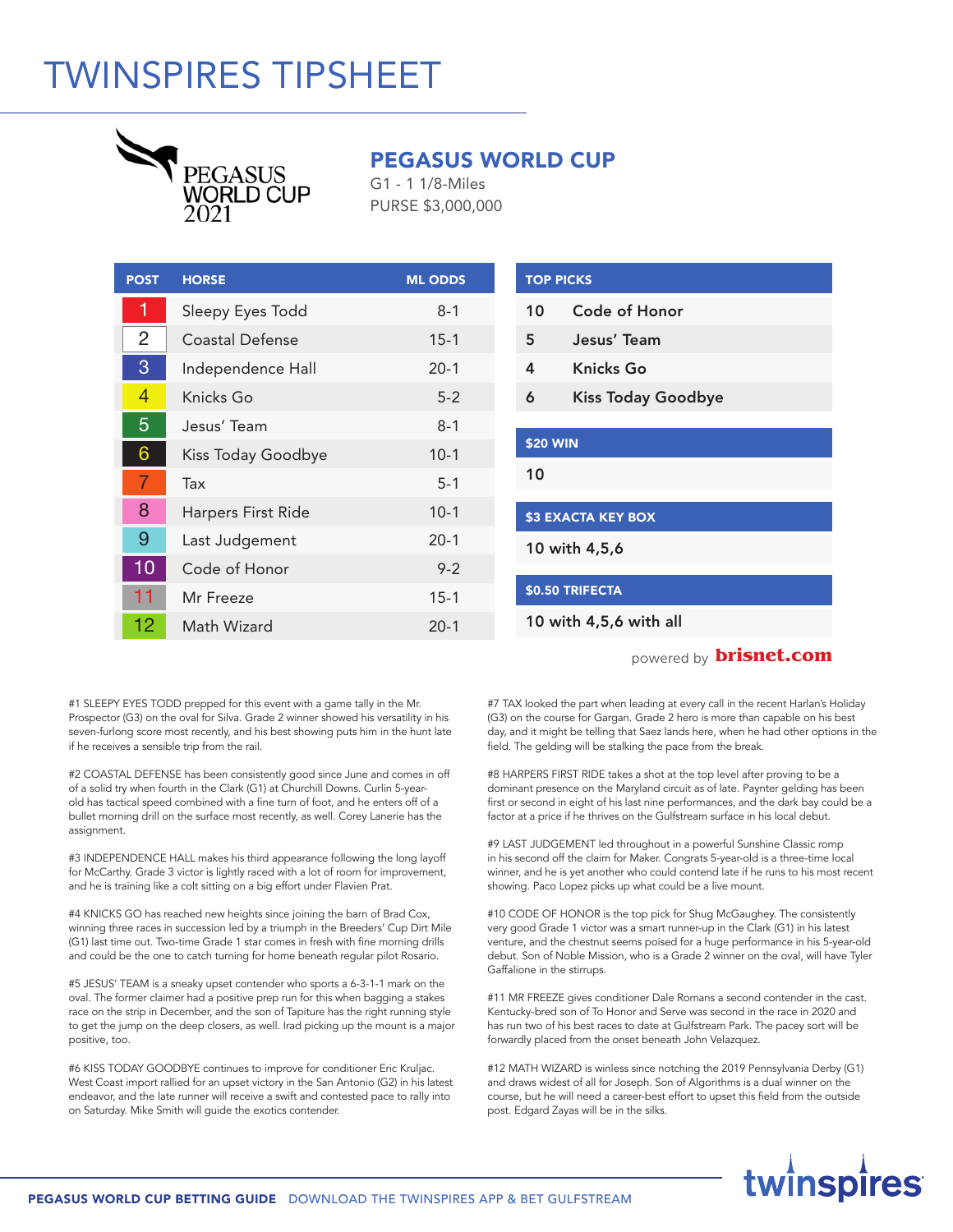# TWINSPIRES TIPSHEET

PEGASUS WORLD CUP 2021

## PEGASUS WORLD CUP

G1 - 1 1/8-Miles

PURSE $3,000,000

| POST | HORSE | ML ODDS |
|---|---|---|
| 1 | Sleepy Eyes Todd | 8-1 |
| 2 | Coastal Defense | 15-1 |
| 3 | Independence Hall | 20-1 |
| 4 | Knicks Go | 5-2 |
| 5 | Jesus' Team | 8-1 |
| 6 | Kiss Today Goodbye | 10-1 |
| 7 | Tax | 5-1 |
| 8 | Harpers First Ride | 10-1 |
| 9 | Last Judgement | 20-1 |
| 10 | Code of Honor | 9-2 |
| 11 | Mr Freeze | 15-1 |
| 12 | Math Wizard | 20-1 |

| TOP PICKS | |
|---|---|
| 10 | Code of Honor |
| 5 | Jesus' Team |
| 4 | Knicks Go |
| 6 | Kiss Today Goodbye |

**$20 WIN**

10

**$3 EXACTA KEY BOX**

10 with 4,5,6

**$0.50 TRIFECTA**

10 with 4,5,6 with all

powered by brisnet.com

#1 SLEEPY EYES TODD prepped for this event with a game tally in the Mr. Prospector (G3) on the oval for Silva. Grade 2 winner showed his versatility in his seven-furlong score most recently, and his best showing puts him in the hunt late if he receives a sensible trip from the rail.

#2 COASTAL DEFENSE has been consistently good since June and comes in off of a solid try when fourth in the Clark (G1) at Churchill Downs. Curlin 5-year-old has tactical speed combined with a fine turn of foot, and he enters off of a bullet morning drill on the surface most recently, as well. Corey Lanerie has the assignment.

#3 INDEPENDENCE HALL makes his third appearance following the long layoff for McCarthy. Grade 3 victor is lightly raced with a lot of room for improvement, and he is training like a colt sitting on a big effort under Flavien Prat.

#4 KNICKS GO has reached new heights since joining the barn of Brad Cox, winning three races in succession led by a triumph in the Breeders' Cup Dirt Mile (G1) last time out. Two-time Grade 1 star comes in fresh with fine morning drills and could be the one to catch turning for home beneath regular pilot Rosario.

#5 JESUS' TEAM is a sneaky upset contender who sports a 6-3-1-1 mark on the oval. The former claimer had a positive prep run for this when bagging a stakes race on the strip in December, and the son of Tapiture has the right running style to get the jump on the deep closers, as well. Irad picking up the mount is a major positive, too.

#6 KISS TODAY GOODBYE continues to improve for conditioner Eric Kruljac. West Coast import rallied for an upset victory in the San Antonio (G2) in his latest endeavor, and the late runner will receive a swift and contested pace to rally into on Saturday. Mike Smith will guide the exotics contender.

#7 TAX looked the part when leading at every call in the recent Harlan's Holiday (G3) on the course for Gargan. Grade 2 hero is more than capable on his best day, and it might be telling that Saez lands here, when he had other options in the field. The gelding will be stalking the pace from the break.

#8 HARPERS FIRST RIDE takes a shot at the top level after proving to be a dominant presence on the Maryland circuit as of late. Paynter gelding has been first or second in eight of his last nine performances, and the dark bay could be a factor at a price if he thrives on the Gulfstream surface in his local debut.

#9 LAST JUDGEMENT led throughout in a powerful Sunshine Classic romp in his second off the claim for Maker. Congrats 5-year-old is a three-time local winner, and he is yet another who could contend late if he runs to his most recent showing. Paco Lopez picks up what could be a live mount.

#10 CODE OF HONOR is the top pick for Shug McGaughey. The consistently very good Grade 1 victor was a smart runner-up in the Clark (G1) in his latest venture, and the chestnut seems poised for a huge performance in his 5-year-old debut. Son of Noble Mission, who is a Grade 2 winner on the oval, will have Tyler Gaffalione in the stirrups.

#11 MR FREEZE gives conditioner Dale Romans a second contender in the cast. Kentucky-bred son of To Honor and Serve was second in the race in 2020 and has run two of his best races to date at Gulfstream Park. The pacey sort will be forwardly placed from the onset beneath John Velazquez.

#12 MATH WIZARD is winless since notching the 2019 Pennsylvania Derby (G1) and draws widest of all for Joseph. Son of Algorithms is a dual winner on the course, but he will need a career-best effort to upset this field from the outside post. Edgard Zayas will be in the silks.

**PEGASUS WORLD CUP BETTING GUIDE** DOWNLOAD THE TWINSPIRES APP & BET GULFSTREAM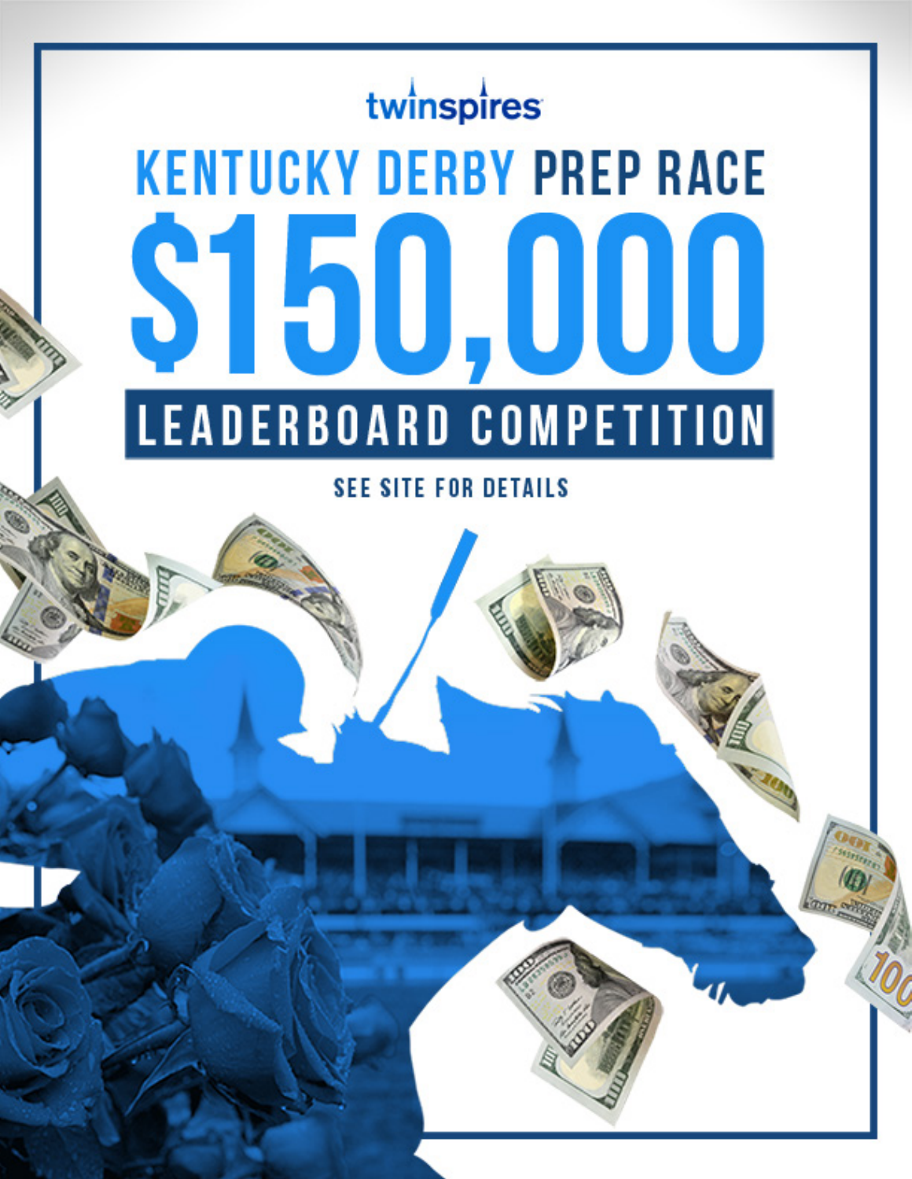twinspires

# KENTUCKY DERBY PREP RACE

# $150,000

## LEADERBOARD COMPETITION

SEE SITE FOR DETAILS